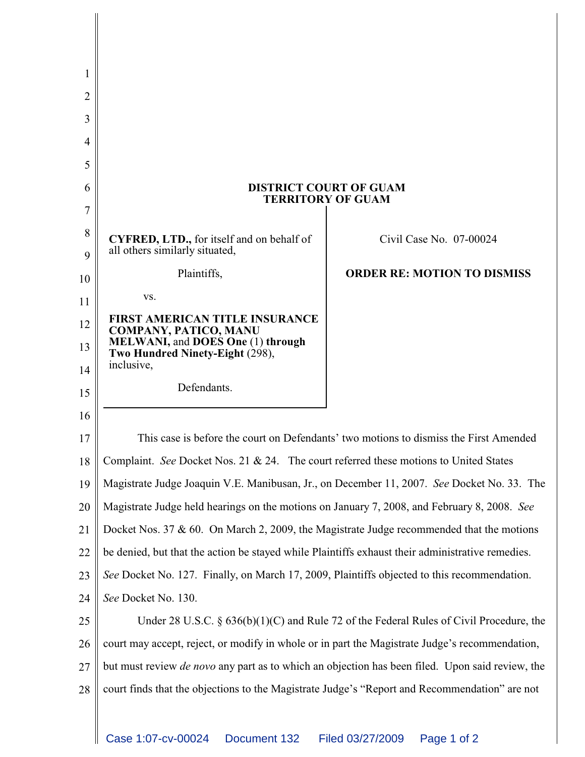**DISTRICT COURT OF GUAM**
**TERRITORY OF GUAM**

**CYFRED, LTD.,** for itself and on behalf of all others similarly situated,

Plaintiffs,

vs.

**FIRST AMERICAN TITLE INSURANCE COMPANY, PATICO, MANU MELWANI,** and **DOES One** (1) **through Two Hundred Ninety-Eight** (298), inclusive,

Defendants.

Civil Case No. 07-00024

**ORDER RE: MOTION TO DISMISS**

This case is before the court on Defendants' two motions to dismiss the First Amended Complaint. *See* Docket Nos. 21 & 24. The court referred these motions to United States Magistrate Judge Joaquin V.E. Manibusan, Jr., on December 11, 2007. *See* Docket No. 33. The Magistrate Judge held hearings on the motions on January 7, 2008, and February 8, 2008. *See* Docket Nos. 37 & 60. On March 2, 2009, the Magistrate Judge recommended that the motions be denied, but that the action be stayed while Plaintiffs exhaust their administrative remedies. *See* Docket No. 127. Finally, on March 17, 2009, Plaintiffs objected to this recommendation. *See* Docket No. 130.

Under 28 U.S.C. § 636(b)(1)(C) and Rule 72 of the Federal Rules of Civil Procedure, the court may accept, reject, or modify in whole or in part the Magistrate Judge's recommendation, but must review *de novo* any part as to which an objection has been filed. Upon said review, the court finds that the objections to the Magistrate Judge's "Report and Recommendation" are not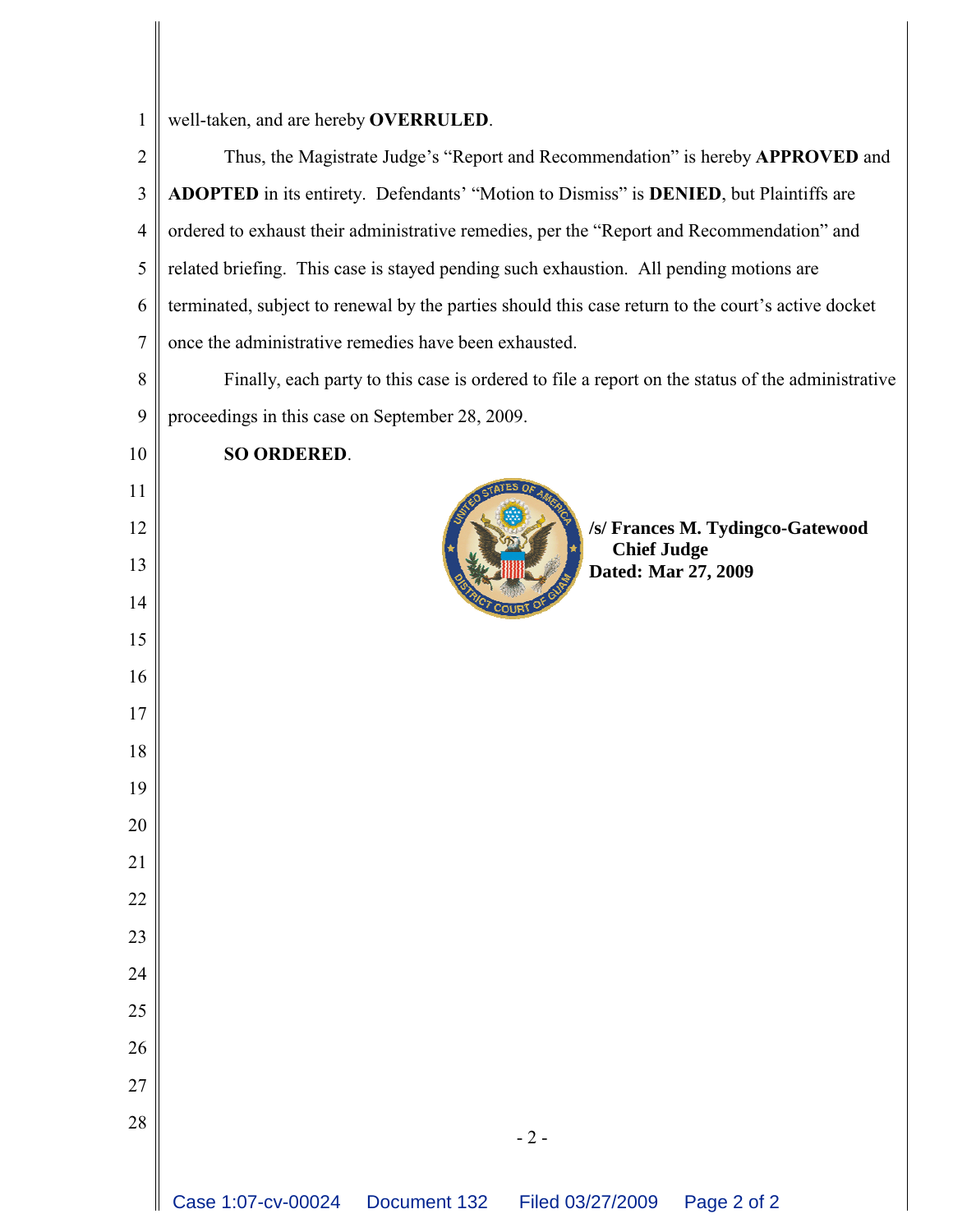well-taken, and are hereby **OVERRULED**.

Thus, the Magistrate Judge's "Report and Recommendation" is hereby **APPROVED** and **ADOPTED** in its entirety. Defendants' "Motion to Dismiss" is **DENIED**, but Plaintiffs are ordered to exhaust their administrative remedies, per the "Report and Recommendation" and related briefing. This case is stayed pending such exhaustion. All pending motions are terminated, subject to renewal by the parties should this case return to the court's active docket once the administrative remedies have been exhausted.

Finally, each party to this case is ordered to file a report on the status of the administrative proceedings in this case on September 28, 2009.

**SO ORDERED**.

**/s/ Frances M. Tydingco-Gatewood**
**Chief Judge**
**Dated: Mar 27, 2009**